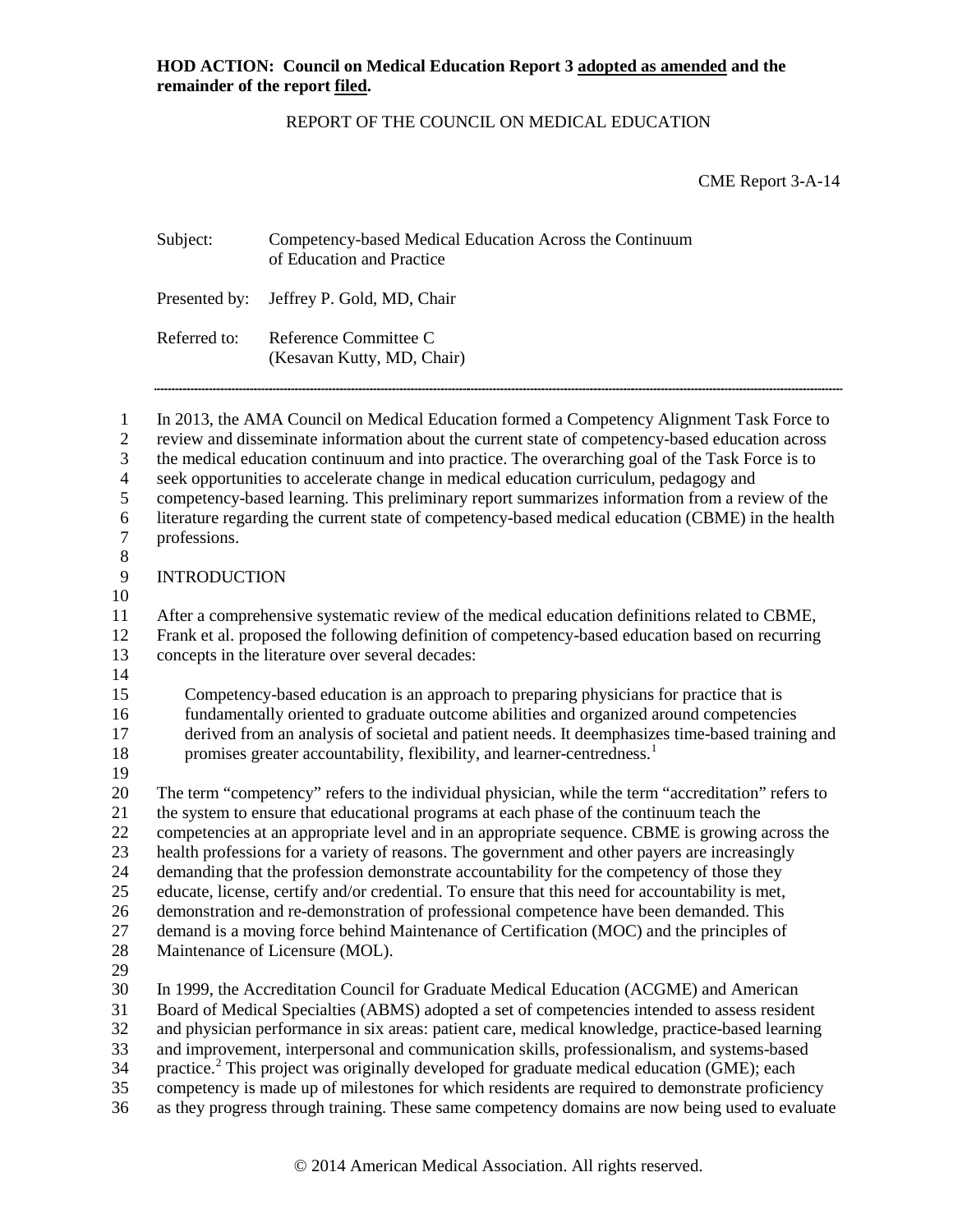**HOD ACTION: Council on Medical Education Report 3 adopted as amended and the remainder of the report filed.**

REPORT OF THE COUNCIL ON MEDICAL EDUCATION

CME Report 3-A-14

Subject: Competency-based Medical Education Across the Continuum of Education and Practice

Presented by: Jeffrey P. Gold, MD, Chair

Referred to: Reference Committee C (Kesavan Kutty, MD, Chair)

---

In 2013, the AMA Council on Medical Education formed a Competency Alignment Task Force to review and disseminate information about the current state of competency-based education across the medical education continuum and into practice. The overarching goal of the Task Force is to seek opportunities to accelerate change in medical education curriculum, pedagogy and competency-based learning. This preliminary report summarizes information from a review of the literature regarding the current state of competency-based medical education (CBME) in the health professions.

## INTRODUCTION

After a comprehensive systematic review of the medical education definitions related to CBME, Frank et al. proposed the following definition of competency-based education based on recurring concepts in the literature over several decades:

> Competency-based education is an approach to preparing physicians for practice that is fundamentally oriented to graduate outcome abilities and organized around competencies derived from an analysis of societal and patient needs. It deemphasizes time-based training and promises greater accountability, flexibility, and learner-centredness.[1]

The term "competency" refers to the individual physician, while the term "accreditation" refers to the system to ensure that educational programs at each phase of the continuum teach the competencies at an appropriate level and in an appropriate sequence. CBME is growing across the health professions for a variety of reasons. The government and other payers are increasingly demanding that the profession demonstrate accountability for the competency of those they educate, license, certify and/or credential. To ensure that this need for accountability is met, demonstration and re-demonstration of professional competence have been demanded. This demand is a moving force behind Maintenance of Certification (MOC) and the principles of Maintenance of Licensure (MOL).

In 1999, the Accreditation Council for Graduate Medical Education (ACGME) and American Board of Medical Specialties (ABMS) adopted a set of competencies intended to assess resident and physician performance in six areas: patient care, medical knowledge, practice-based learning and improvement, interpersonal and communication skills, professionalism, and systems-based practice.[2] This project was originally developed for graduate medical education (GME); each competency is made up of milestones for which residents are required to demonstrate proficiency as they progress through training. These same competency domains are now being used to evaluate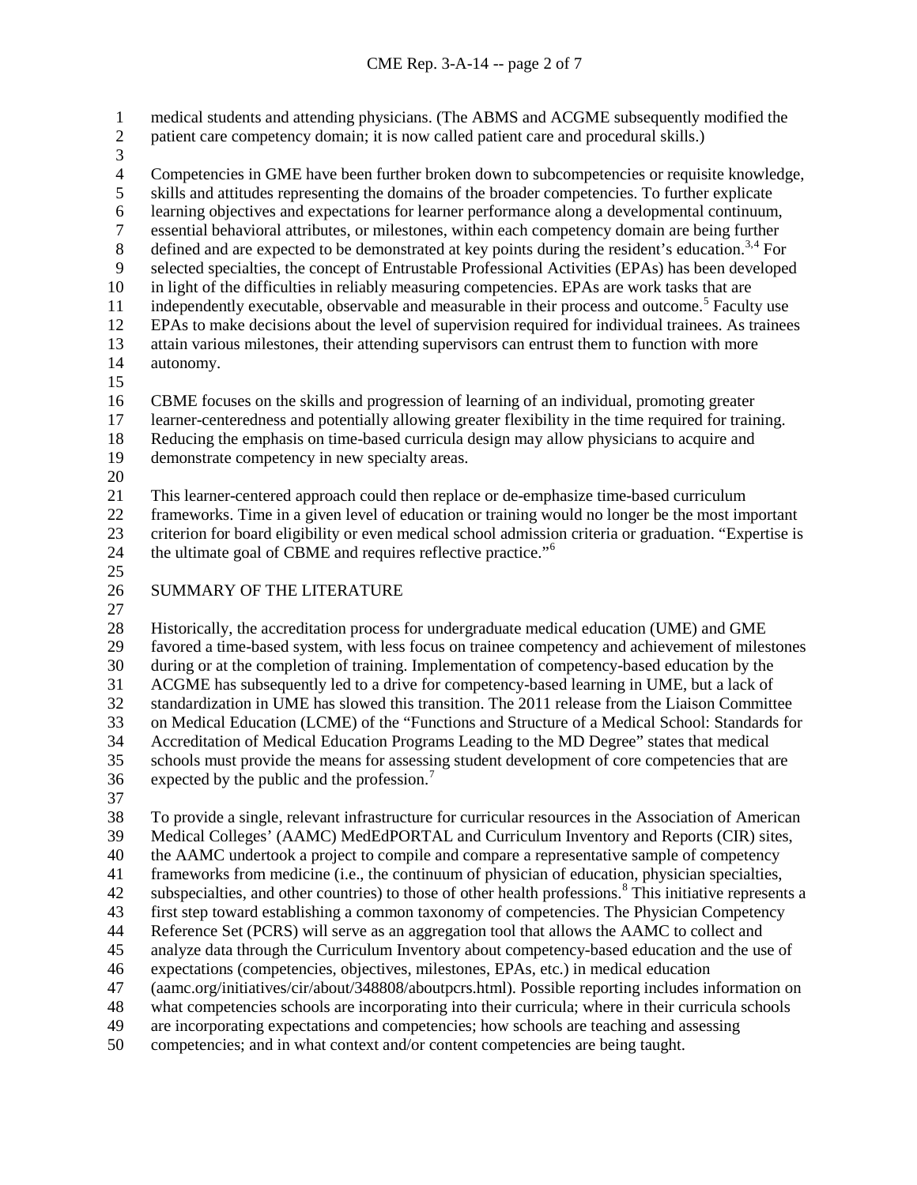medical students and attending physicians. (The ABMS and ACGME subsequently modified the patient care competency domain; it is now called patient care and procedural skills.)

Competencies in GME have been further broken down to subcompetencies or requisite knowledge, skills and attitudes representing the domains of the broader competencies. To further explicate learning objectives and expectations for learner performance along a developmental continuum, essential behavioral attributes, or milestones, within each competency domain are being further defined and are expected to be demonstrated at key points during the resident's education.[3,4] For selected specialties, the concept of Entrustable Professional Activities (EPAs) has been developed in light of the difficulties in reliably measuring competencies. EPAs are work tasks that are independently executable, observable and measurable in their process and outcome.[5] Faculty use EPAs to make decisions about the level of supervision required for individual trainees. As trainees attain various milestones, their attending supervisors can entrust them to function with more autonomy.

CBME focuses on the skills and progression of learning of an individual, promoting greater learner-centeredness and potentially allowing greater flexibility in the time required for training. Reducing the emphasis on time-based curricula design may allow physicians to acquire and demonstrate competency in new specialty areas.

This learner-centered approach could then replace or de-emphasize time-based curriculum frameworks. Time in a given level of education or training would no longer be the most important criterion for board eligibility or even medical school admission criteria or graduation. "Expertise is the ultimate goal of CBME and requires reflective practice."[6]

## SUMMARY OF THE LITERATURE

Historically, the accreditation process for undergraduate medical education (UME) and GME favored a time-based system, with less focus on trainee competency and achievement of milestones during or at the completion of training. Implementation of competency-based education by the ACGME has subsequently led to a drive for competency-based learning in UME, but a lack of standardization in UME has slowed this transition. The 2011 release from the Liaison Committee on Medical Education (LCME) of the "Functions and Structure of a Medical School: Standards for Accreditation of Medical Education Programs Leading to the MD Degree" states that medical schools must provide the means for assessing student development of core competencies that are expected by the public and the profession.[7]

To provide a single, relevant infrastructure for curricular resources in the Association of American Medical Colleges' (AAMC) MedEdPORTAL and Curriculum Inventory and Reports (CIR) sites, the AAMC undertook a project to compile and compare a representative sample of competency frameworks from medicine (i.e., the continuum of physician of education, physician specialties, subspecialties, and other countries) to those of other health professions.[8] This initiative represents a first step toward establishing a common taxonomy of competencies. The Physician Competency Reference Set (PCRS) will serve as an aggregation tool that allows the AAMC to collect and analyze data through the Curriculum Inventory about competency-based education and the use of expectations (competencies, objectives, milestones, EPAs, etc.) in medical education (aamc.org/initiatives/cir/about/348808/aboutpcrs.html). Possible reporting includes information on what competencies schools are incorporating into their curricula; where in their curricula schools are incorporating expectations and competencies; how schools are teaching and assessing competencies; and in what context and/or content competencies are being taught.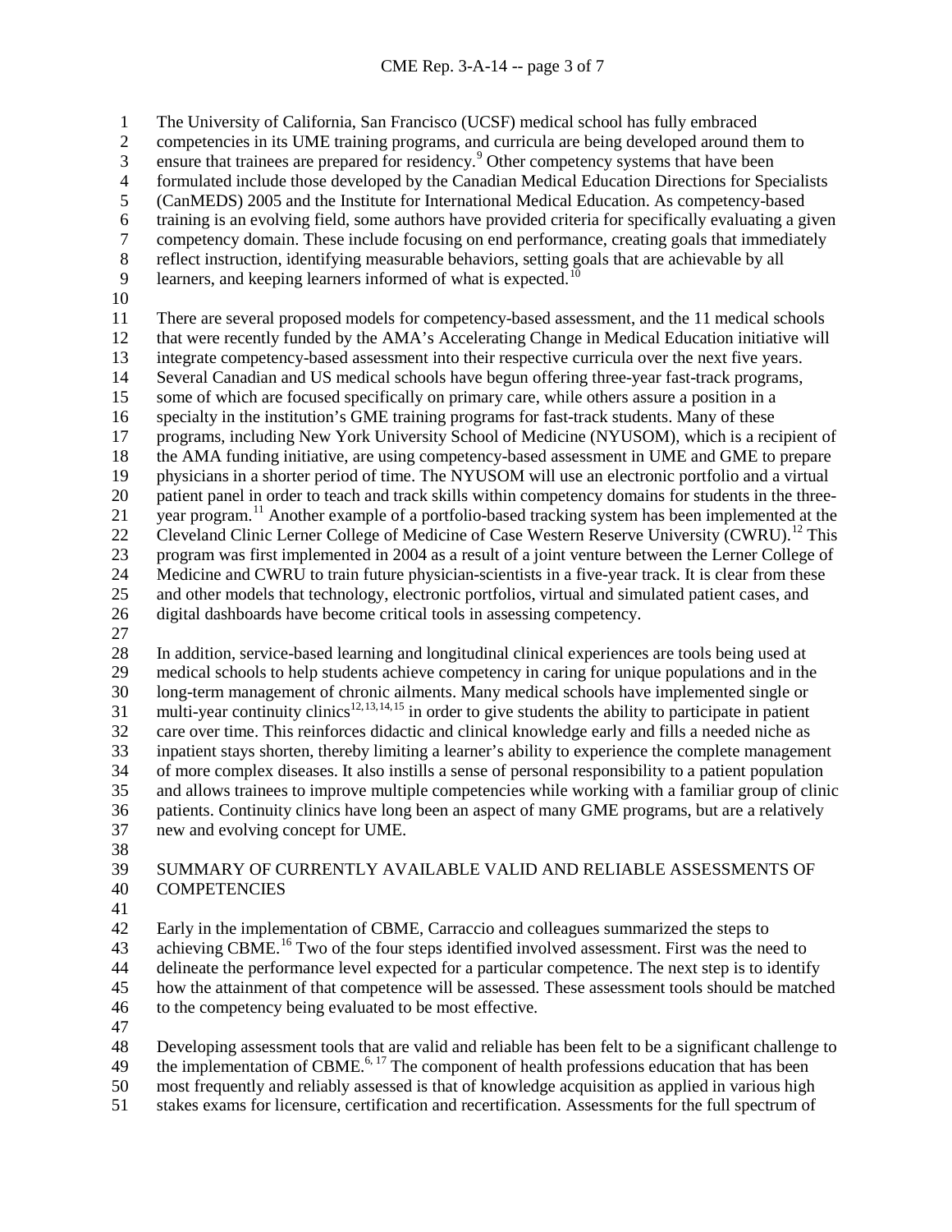The University of California, San Francisco (UCSF) medical school has fully embraced competencies in its UME training programs, and curricula are being developed around them to ensure that trainees are prepared for residency.[9] Other competency systems that have been formulated include those developed by the Canadian Medical Education Directions for Specialists (CanMEDS) 2005 and the Institute for International Medical Education. As competency-based training is an evolving field, some authors have provided criteria for specifically evaluating a given competency domain. These include focusing on end performance, creating goals that immediately reflect instruction, identifying measurable behaviors, setting goals that are achievable by all learners, and keeping learners informed of what is expected.[10]

There are several proposed models for competency-based assessment, and the 11 medical schools that were recently funded by the AMA's Accelerating Change in Medical Education initiative will integrate competency-based assessment into their respective curricula over the next five years. Several Canadian and US medical schools have begun offering three-year fast-track programs, some of which are focused specifically on primary care, while others assure a position in a specialty in the institution's GME training programs for fast-track students. Many of these programs, including New York University School of Medicine (NYUSOM), which is a recipient of the AMA funding initiative, are using competency-based assessment in UME and GME to prepare physicians in a shorter period of time. The NYUSOM will use an electronic portfolio and a virtual patient panel in order to teach and track skills within competency domains for students in the three-year program.[11] Another example of a portfolio-based tracking system has been implemented at the Cleveland Clinic Lerner College of Medicine of Case Western Reserve University (CWRU).[12] This program was first implemented in 2004 as a result of a joint venture between the Lerner College of Medicine and CWRU to train future physician-scientists in a five-year track. It is clear from these and other models that technology, electronic portfolios, virtual and simulated patient cases, and digital dashboards have become critical tools in assessing competency.

In addition, service-based learning and longitudinal clinical experiences are tools being used at medical schools to help students achieve competency in caring for unique populations and in the long-term management of chronic ailments. Many medical schools have implemented single or multi-year continuity clinics[12,13,14,15] in order to give students the ability to participate in patient care over time. This reinforces didactic and clinical knowledge early and fills a needed niche as inpatient stays shorten, thereby limiting a learner's ability to experience the complete management of more complex diseases. It also instills a sense of personal responsibility to a patient population and allows trainees to improve multiple competencies while working with a familiar group of clinic patients. Continuity clinics have long been an aspect of many GME programs, but are a relatively new and evolving concept for UME.

## SUMMARY OF CURRENTLY AVAILABLE VALID AND RELIABLE ASSESSMENTS OF COMPETENCIES

Early in the implementation of CBME, Carraccio and colleagues summarized the steps to achieving CBME.[16] Two of the four steps identified involved assessment. First was the need to delineate the performance level expected for a particular competence. The next step is to identify how the attainment of that competence will be assessed. These assessment tools should be matched to the competency being evaluated to be most effective.

Developing assessment tools that are valid and reliable has been felt to be a significant challenge to the implementation of CBME.[6, 17] The component of health professions education that has been most frequently and reliably assessed is that of knowledge acquisition as applied in various high stakes exams for licensure, certification and recertification. Assessments for the full spectrum of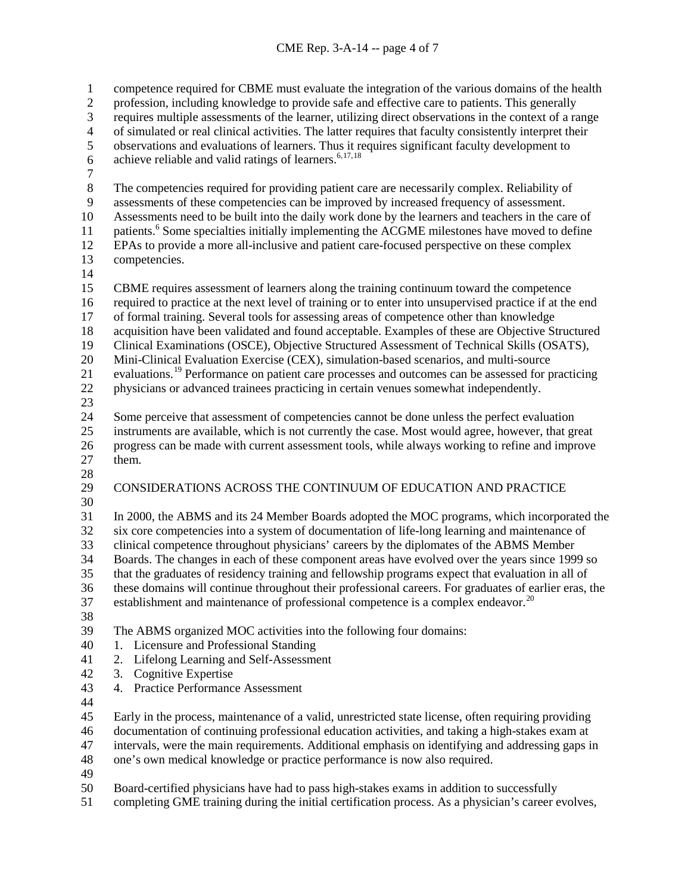competence required for CBME must evaluate the integration of the various domains of the health profession, including knowledge to provide safe and effective care to patients. This generally requires multiple assessments of the learner, utilizing direct observations in the context of a range of simulated or real clinical activities. The latter requires that faculty consistently interpret their observations and evaluations of learners. Thus it requires significant faculty development to achieve reliable and valid ratings of learners.[6,17,18]

The competencies required for providing patient care are necessarily complex. Reliability of assessments of these competencies can be improved by increased frequency of assessment. Assessments need to be built into the daily work done by the learners and teachers in the care of patients.[6] Some specialties initially implementing the ACGME milestones have moved to define EPAs to provide a more all-inclusive and patient care-focused perspective on these complex competencies.

CBME requires assessment of learners along the training continuum toward the competence required to practice at the next level of training or to enter into unsupervised practice if at the end of formal training. Several tools for assessing areas of competence other than knowledge acquisition have been validated and found acceptable. Examples of these are Objective Structured Clinical Examinations (OSCE), Objective Structured Assessment of Technical Skills (OSATS), Mini-Clinical Evaluation Exercise (CEX), simulation-based scenarios, and multi-source evaluations.[19] Performance on patient care processes and outcomes can be assessed for practicing physicians or advanced trainees practicing in certain venues somewhat independently.

Some perceive that assessment of competencies cannot be done unless the perfect evaluation instruments are available, which is not currently the case. Most would agree, however, that great progress can be made with current assessment tools, while always working to refine and improve them.

## CONSIDERATIONS ACROSS THE CONTINUUM OF EDUCATION AND PRACTICE

In 2000, the ABMS and its 24 Member Boards adopted the MOC programs, which incorporated the six core competencies into a system of documentation of life-long learning and maintenance of clinical competence throughout physicians' careers by the diplomates of the ABMS Member Boards. The changes in each of these component areas have evolved over the years since 1999 so that the graduates of residency training and fellowship programs expect that evaluation in all of these domains will continue throughout their professional careers. For graduates of earlier eras, the establishment and maintenance of professional competence is a complex endeavor.[20]

The ABMS organized MOC activities into the following four domains:

1. Licensure and Professional Standing
2. Lifelong Learning and Self-Assessment
3. Cognitive Expertise
4. Practice Performance Assessment

Early in the process, maintenance of a valid, unrestricted state license, often requiring providing documentation of continuing professional education activities, and taking a high-stakes exam at intervals, were the main requirements. Additional emphasis on identifying and addressing gaps in one's own medical knowledge or practice performance is now also required.

Board-certified physicians have had to pass high-stakes exams in addition to successfully completing GME training during the initial certification process. As a physician's career evolves,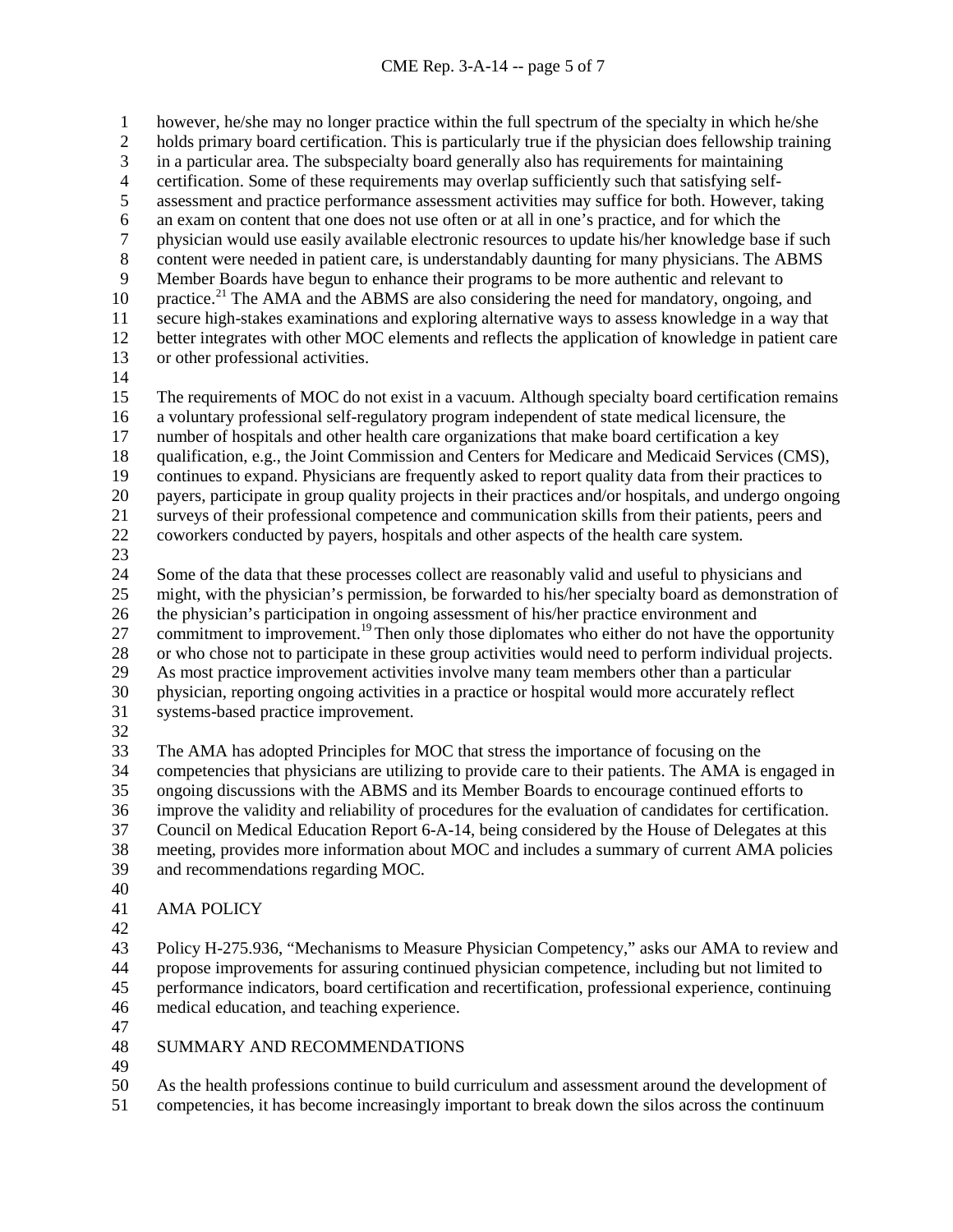however, he/she may no longer practice within the full spectrum of the specialty in which he/she holds primary board certification. This is particularly true if the physician does fellowship training in a particular area. The subspecialty board generally also has requirements for maintaining certification. Some of these requirements may overlap sufficiently such that satisfying self-assessment and practice performance assessment activities may suffice for both. However, taking an exam on content that one does not use often or at all in one's practice, and for which the physician would use easily available electronic resources to update his/her knowledge base if such content were needed in patient care, is understandably daunting for many physicians. The ABMS Member Boards have begun to enhance their programs to be more authentic and relevant to practice.[21] The AMA and the ABMS are also considering the need for mandatory, ongoing, and secure high-stakes examinations and exploring alternative ways to assess knowledge in a way that better integrates with other MOC elements and reflects the application of knowledge in patient care or other professional activities.

The requirements of MOC do not exist in a vacuum. Although specialty board certification remains a voluntary professional self-regulatory program independent of state medical licensure, the number of hospitals and other health care organizations that make board certification a key qualification, e.g., the Joint Commission and Centers for Medicare and Medicaid Services (CMS), continues to expand. Physicians are frequently asked to report quality data from their practices to payers, participate in group quality projects in their practices and/or hospitals, and undergo ongoing surveys of their professional competence and communication skills from their patients, peers and coworkers conducted by payers, hospitals and other aspects of the health care system.

Some of the data that these processes collect are reasonably valid and useful to physicians and might, with the physician's permission, be forwarded to his/her specialty board as demonstration of the physician's participation in ongoing assessment of his/her practice environment and commitment to improvement.[19] Then only those diplomates who either do not have the opportunity or who chose not to participate in these group activities would need to perform individual projects. As most practice improvement activities involve many team members other than a particular physician, reporting ongoing activities in a practice or hospital would more accurately reflect systems-based practice improvement.

The AMA has adopted Principles for MOC that stress the importance of focusing on the competencies that physicians are utilizing to provide care to their patients. The AMA is engaged in ongoing discussions with the ABMS and its Member Boards to encourage continued efforts to improve the validity and reliability of procedures for the evaluation of candidates for certification. Council on Medical Education Report 6-A-14, being considered by the House of Delegates at this meeting, provides more information about MOC and includes a summary of current AMA policies and recommendations regarding MOC.

## AMA POLICY

Policy H-275.936, "Mechanisms to Measure Physician Competency," asks our AMA to review and propose improvements for assuring continued physician competence, including but not limited to performance indicators, board certification and recertification, professional experience, continuing medical education, and teaching experience.

## SUMMARY AND RECOMMENDATIONS

As the health professions continue to build curriculum and assessment around the development of competencies, it has become increasingly important to break down the silos across the continuum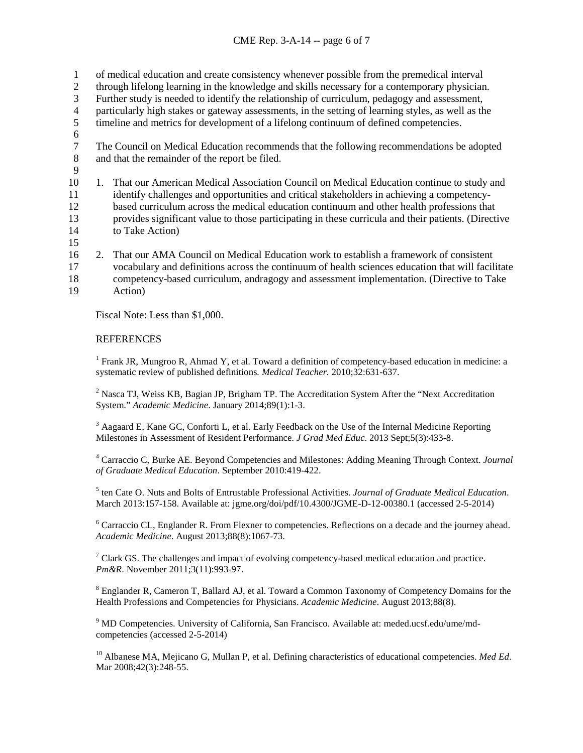of medical education and create consistency whenever possible from the premedical interval through lifelong learning in the knowledge and skills necessary for a contemporary physician. Further study is needed to identify the relationship of curriculum, pedagogy and assessment, particularly high stakes or gateway assessments, in the setting of learning styles, as well as the timeline and metrics for development of a lifelong continuum of defined competencies.

The Council on Medical Education recommends that the following recommendations be adopted and that the remainder of the report be filed.

1. That our American Medical Association Council on Medical Education continue to study and identify challenges and opportunities and critical stakeholders in achieving a competency-based curriculum across the medical education continuum and other health professions that provides significant value to those participating in these curricula and their patients. (Directive to Take Action)

2. That our AMA Council on Medical Education work to establish a framework of consistent vocabulary and definitions across the continuum of health sciences education that will facilitate competency-based curriculum, andragogy and assessment implementation. (Directive to Take Action)

Fiscal Note: Less than $1,000.

## REFERENCES

[1] Frank JR, Mungroo R, Ahmad Y, et al. Toward a definition of competency-based education in medicine: a systematic review of published definitions. *Medical Teacher*. 2010;32:631-637.

[2] Nasca TJ, Weiss KB, Bagian JP, Brigham TP. The Accreditation System After the "Next Accreditation System." *Academic Medicine*. January 2014;89(1):1-3.

[3] Aagaard E, Kane GC, Conforti L, et al. Early Feedback on the Use of the Internal Medicine Reporting Milestones in Assessment of Resident Performance. *J Grad Med Educ*. 2013 Sept;5(3):433-8.

[4] Carraccio C, Burke AE. Beyond Competencies and Milestones: Adding Meaning Through Context. *Journal of Graduate Medical Education*. September 2010:419-422.

[5] ten Cate O. Nuts and Bolts of Entrustable Professional Activities. *Journal of Graduate Medical Education*. March 2013:157-158. Available at: jgme.org/doi/pdf/10.4300/JGME-D-12-00380.1 (accessed 2-5-2014)

[6] Carraccio CL, Englander R. From Flexner to competencies. Reflections on a decade and the journey ahead. *Academic Medicine*. August 2013;88(8):1067-73.

[7] Clark GS. The challenges and impact of evolving competency-based medical education and practice. *Pm&R*. November 2011;3(11):993-97.

[8] Englander R, Cameron T, Ballard AJ, et al. Toward a Common Taxonomy of Competency Domains for the Health Professions and Competencies for Physicians. *Academic Medicine*. August 2013;88(8).

[9] MD Competencies. University of California, San Francisco. Available at: meded.ucsf.edu/ume/md-competencies (accessed 2-5-2014)

[10] Albanese MA, Mejicano G, Mullan P, et al. Defining characteristics of educational competencies. *Med Ed*. Mar 2008;42(3):248-55.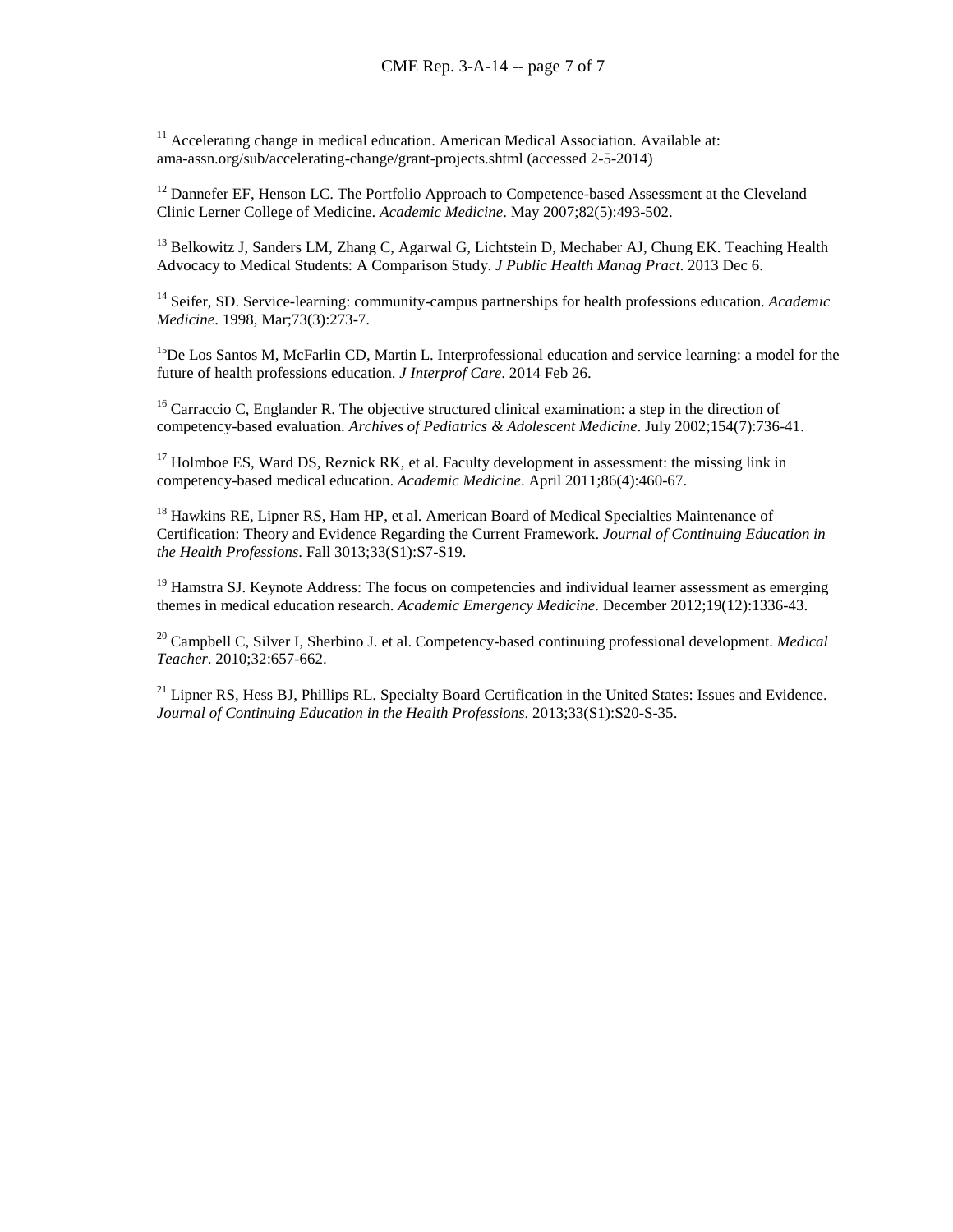[11] Accelerating change in medical education. American Medical Association. Available at: ama-assn.org/sub/accelerating-change/grant-projects.shtml (accessed 2-5-2014)

[12] Dannefer EF, Henson LC. The Portfolio Approach to Competence-based Assessment at the Cleveland Clinic Lerner College of Medicine. *Academic Medicine*. May 2007;82(5):493-502.

[13] Belkowitz J, Sanders LM, Zhang C, Agarwal G, Lichtstein D, Mechaber AJ, Chung EK. Teaching Health Advocacy to Medical Students: A Comparison Study. *J Public Health Manag Pract*. 2013 Dec 6.

[14] Seifer, SD. Service-learning: community-campus partnerships for health professions education. *Academic Medicine*. 1998, Mar;73(3):273-7.

[15] De Los Santos M, McFarlin CD, Martin L. Interprofessional education and service learning: a model for the future of health professions education. *J Interprof Care*. 2014 Feb 26.

[16] Carraccio C, Englander R. The objective structured clinical examination: a step in the direction of competency-based evaluation. *Archives of Pediatrics & Adolescent Medicine*. July 2002;154(7):736-41.

[17] Holmboe ES, Ward DS, Reznick RK, et al. Faculty development in assessment: the missing link in competency-based medical education. *Academic Medicine*. April 2011;86(4):460-67.

[18] Hawkins RE, Lipner RS, Ham HP, et al. American Board of Medical Specialties Maintenance of Certification: Theory and Evidence Regarding the Current Framework. *Journal of Continuing Education in the Health Professions*. Fall 3013;33(S1):S7-S19.

[19] Hamstra SJ. Keynote Address: The focus on competencies and individual learner assessment as emerging themes in medical education research. *Academic Emergency Medicine*. December 2012;19(12):1336-43.

[20] Campbell C, Silver I, Sherbino J. et al. Competency-based continuing professional development. *Medical Teacher*. 2010;32:657-662.

[21] Lipner RS, Hess BJ, Phillips RL. Specialty Board Certification in the United States: Issues and Evidence. *Journal of Continuing Education in the Health Professions*. 2013;33(S1):S20-S-35.